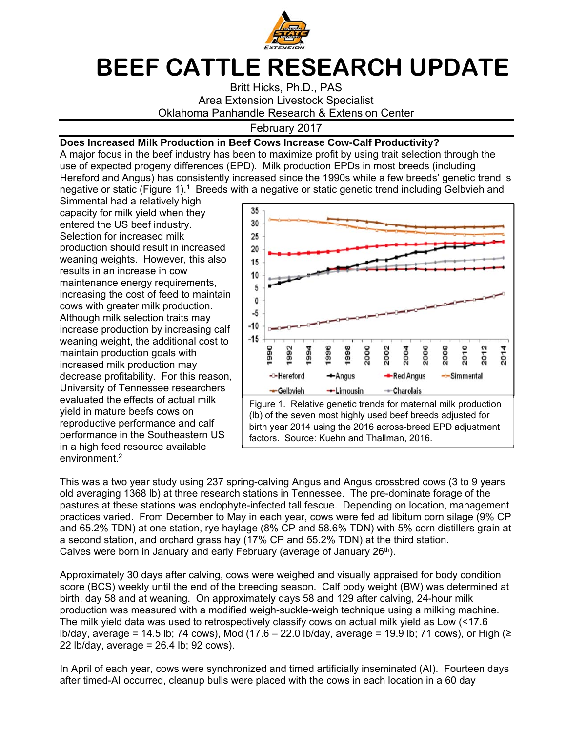# BEEF CATTLE RESEARCH UPDATE

Britt Hicks, Ph.D., PAS
Area Extension Livestock Specialist
Oklahoma Panhandle Research & Extension Center

February 2017

**Does Increased Milk Production in Beef Cows Increase Cow-Calf Productivity?**

A major focus in the beef industry has been to maximize profit by using trait selection through the use of expected progeny differences (EPD). Milk production EPDs in most breeds (including Hereford and Angus) has consistently increased since the 1990s while a few breeds' genetic trend is negative or static (Figure 1).[1] Breeds with a negative or static genetic trend including Gelbvieh and Simmental had a relatively high capacity for milk yield when they entered the US beef industry. Selection for increased milk production should result in increased weaning weights. However, this also results in an increase in cow maintenance energy requirements, increasing the cost of feed to maintain cows with greater milk production. Although milk selection traits may increase production by increasing calf weaning weight, the additional cost to maintain production goals with increased milk production may decrease profitability. For this reason, University of Tennessee researchers evaluated the effects of actual milk yield in mature beefs cows on reproductive performance and calf performance in the Southeastern US in a high feed resource available environment.[2]

Figure 1. Relative genetic trends for maternal milk production (lb) of the seven most highly used beef breeds adjusted for birth year 2014 using the 2016 across-breed EPD adjustment factors. Source: Kuehn and Thallman, 2016.

This was a two year study using 237 spring-calving Angus and Angus crossbred cows (3 to 9 years old averaging 1368 lb) at three research stations in Tennessee. The pre-dominate forage of the pastures at these stations was endophyte-infected tall fescue. Depending on location, management practices varied. From December to May in each year, cows were fed ad libitum corn silage (9% CP and 65.2% TDN) at one station, rye haylage (8% CP and 58.6% TDN) with 5% corn distillers grain at a second station, and orchard grass hay (17% CP and 55.2% TDN) at the third station. Calves were born in January and early February (average of January 26th).

Approximately 30 days after calving, cows were weighed and visually appraised for body condition score (BCS) weekly until the end of the breeding season. Calf body weight (BW) was determined at birth, day 58 and at weaning. On approximately days 58 and 129 after calving, 24-hour milk production was measured with a modified weigh-suckle-weigh technique using a milking machine. The milk yield data was used to retrospectively classify cows on actual milk yield as Low (<17.6 lb/day, average = 14.5 lb; 74 cows), Mod (17.6 – 22.0 lb/day, average = 19.9 lb; 71 cows), or High (≥ 22 lb/day, average = 26.4 lb; 92 cows).

In April of each year, cows were synchronized and timed artificially inseminated (AI). Fourteen days after timed-AI occurred, cleanup bulls were placed with the cows in each location in a 60 day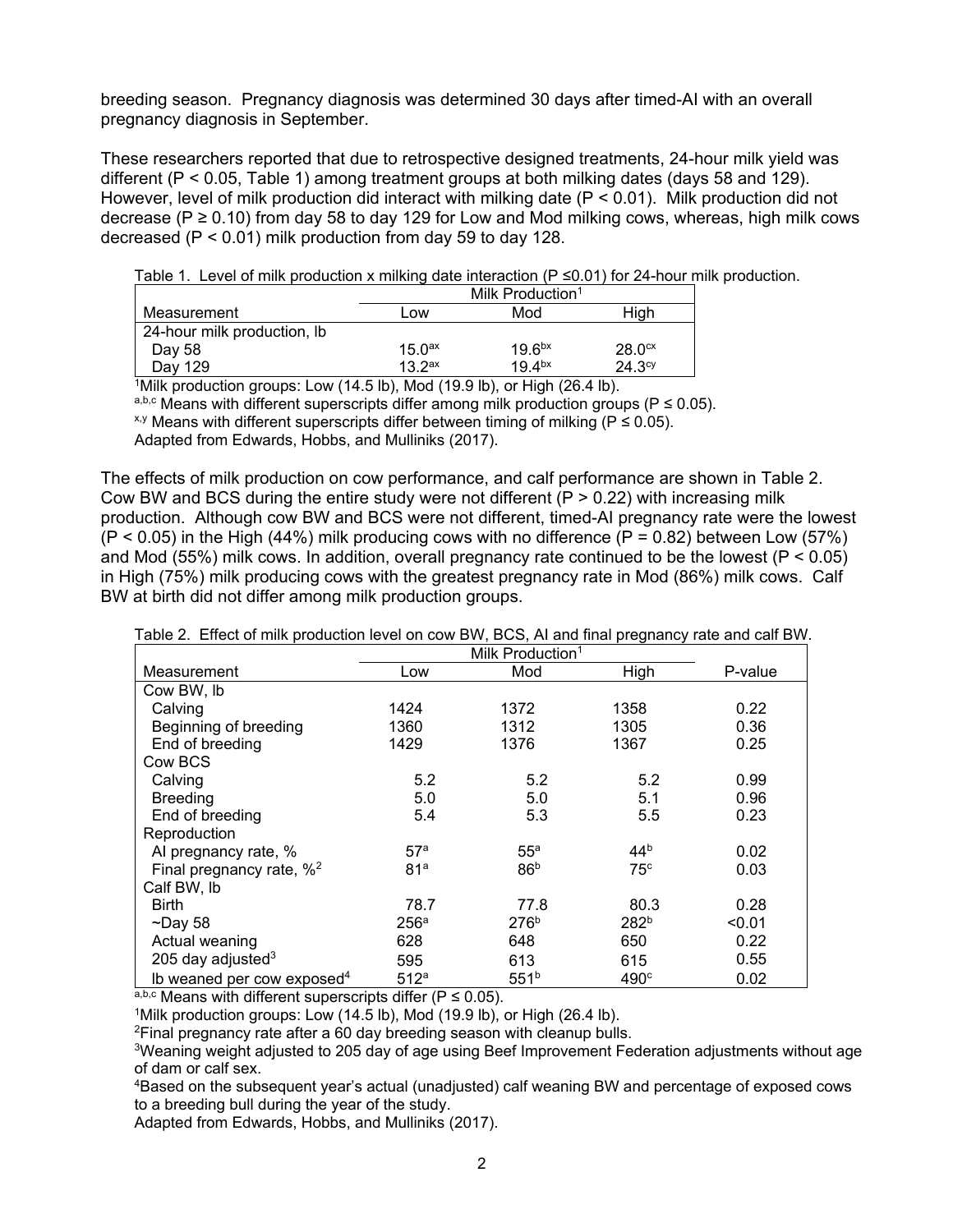breeding season. Pregnancy diagnosis was determined 30 days after timed-AI with an overall pregnancy diagnosis in September.

These researchers reported that due to retrospective designed treatments, 24-hour milk yield was different ($P < 0.05$, Table 1) among treatment groups at both milking dates (days 58 and 129). However, level of milk production did interact with milking date ($P < 0.01$). Milk production did not decrease ($P \geq 0.10$) from day 58 to day 129 for Low and Mod milking cows, whereas, high milk cows decreased ($P < 0.01$) milk production from day 59 to day 128.

Table 1. Level of milk production x milking date interaction ($P \leq 0.01$) for 24-hour milk production.

| | Milk Production[1] | | |
|---|---|---|---|
| Measurement | Low | Mod | High |
| 24-hour milk production, lb | | | |
| Day 58 | $15.0^{ax}$ | $19.6^{bx}$ | $28.0^{cx}$ |
| Day 129 | $13.2^{ax}$ | $19.4^{bx}$ | $24.3^{cy}$ |

[1]Milk production groups: Low (14.5 lb), Mod (19.9 lb), or High (26.4 lb).

[a,b,c] Means with different superscripts differ among milk production groups ($P \leq 0.05$).

[x,y] Means with different superscripts differ between timing of milking ($P \leq 0.05$).

Adapted from Edwards, Hobbs, and Mulliniks (2017).

The effects of milk production on cow performance, and calf performance are shown in Table 2. Cow BW and BCS during the entire study were not different ($P > 0.22$) with increasing milk production. Although cow BW and BCS were not different, timed-AI pregnancy rate were the lowest ($P < 0.05$) in the High (44%) milk producing cows with no difference ($P = 0.82$) between Low (57%) and Mod (55%) milk cows. In addition, overall pregnancy rate continued to be the lowest ($P < 0.05$) in High (75%) milk producing cows with the greatest pregnancy rate in Mod (86%) milk cows. Calf BW at birth did not differ among milk production groups.

Table 2. Effect of milk production level on cow BW, BCS, AI and final pregnancy rate and calf BW.

| | Milk Production[1] | | | |
|---|---|---|---|---|
| Measurement | Low | Mod | High | P-value |
| Cow BW, lb | | | | |
| Calving | 1424 | 1372 | 1358 | 0.22 |
| Beginning of breeding | 1360 | 1312 | 1305 | 0.36 |
| End of breeding | 1429 | 1376 | 1367 | 0.25 |
| Cow BCS | | | | |
| Calving | 5.2 | 5.2 | 5.2 | 0.99 |
| Breeding | 5.0 | 5.0 | 5.1 | 0.96 |
| End of breeding | 5.4 | 5.3 | 5.5 | 0.23 |
| Reproduction | | | | |
| AI pregnancy rate, % | $57^{a}$ | $55^{a}$ | $44^{b}$ | 0.02 |
| Final pregnancy rate, %[2] | $81^{a}$ | $86^{b}$ | $75^{c}$ | 0.03 |
| Calf BW, lb | | | | |
| Birth | 78.7 | 77.8 | 80.3 | 0.28 |
| ~Day 58 | $256^{a}$ | $276^{b}$ | $282^{b}$ | <0.01 |
| Actual weaning | 628 | 648 | 650 | 0.22 |
| 205 day adjusted[3] | 595 | 613 | 615 | 0.55 |
| lb weaned per cow exposed[4] | $512^{a}$ | $551^{b}$ | $490^{c}$ | 0.02 |

[a,b,c] Means with different superscripts differ ($P \leq 0.05$).

[1]Milk production groups: Low (14.5 lb), Mod (19.9 lb), or High (26.4 lb).

[2]Final pregnancy rate after a 60 day breeding season with cleanup bulls.

[3]Weaning weight adjusted to 205 day of age using Beef Improvement Federation adjustments without age of dam or calf sex.

[4]Based on the subsequent year's actual (unadjusted) calf weaning BW and percentage of exposed cows to a breeding bull during the year of the study.

Adapted from Edwards, Hobbs, and Mulliniks (2017).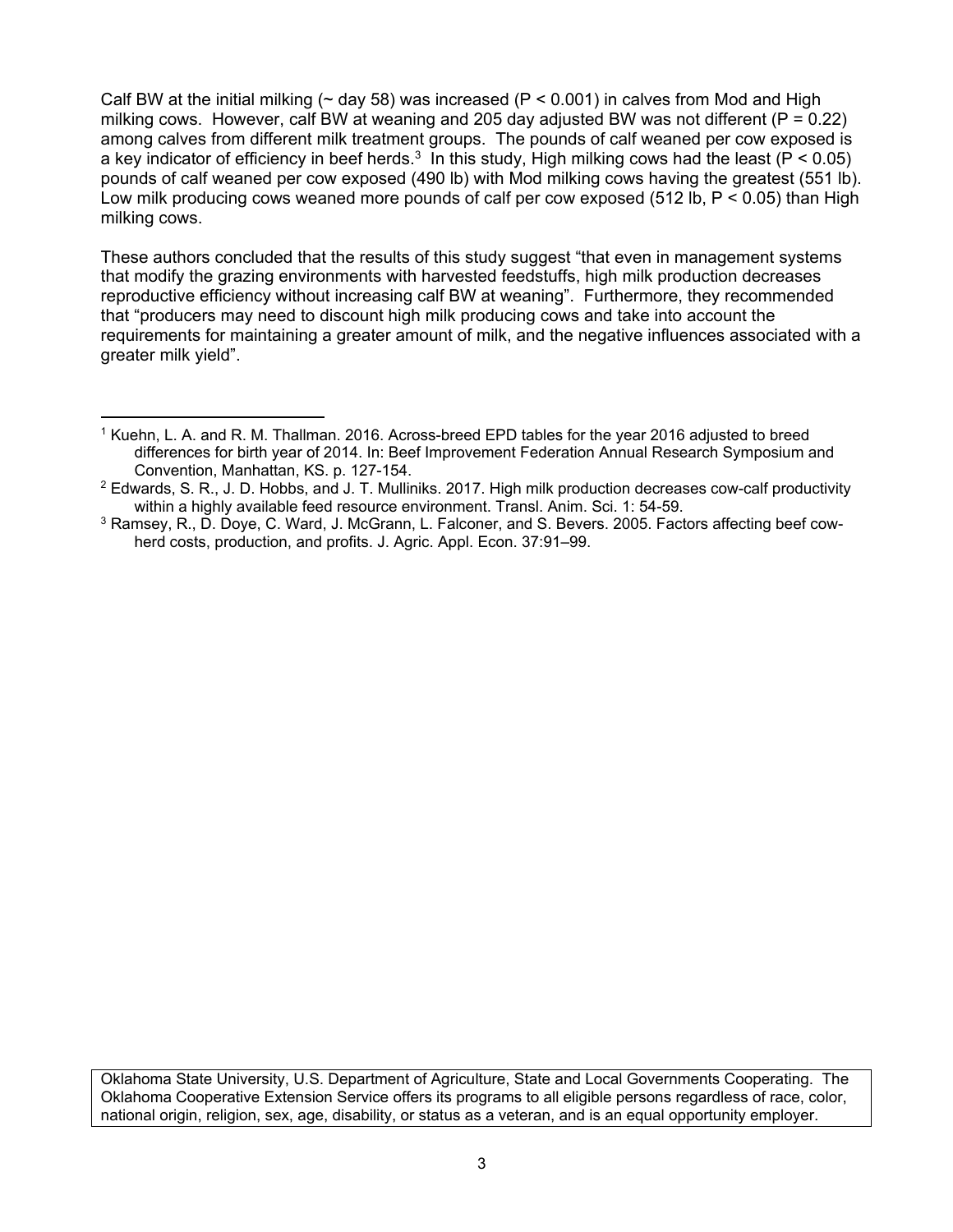Calf BW at the initial milking (~ day 58) was increased ($P < 0.001$) in calves from Mod and High milking cows. However, calf BW at weaning and 205 day adjusted BW was not different ($P = 0.22$) among calves from different milk treatment groups. The pounds of calf weaned per cow exposed is a key indicator of efficiency in beef herds.[3] In this study, High milking cows had the least ($P < 0.05$) pounds of calf weaned per cow exposed (490 lb) with Mod milking cows having the greatest (551 lb). Low milk producing cows weaned more pounds of calf per cow exposed (512 lb, $P < 0.05$) than High milking cows.

These authors concluded that the results of this study suggest "that even in management systems that modify the grazing environments with harvested feedstuffs, high milk production decreases reproductive efficiency without increasing calf BW at weaning". Furthermore, they recommended that "producers may need to discount high milk producing cows and take into account the requirements for maintaining a greater amount of milk, and the negative influences associated with a greater milk yield".

---

[1] Kuehn, L. A. and R. M. Thallman. 2016. Across-breed EPD tables for the year 2016 adjusted to breed differences for birth year of 2014. In: Beef Improvement Federation Annual Research Symposium and Convention, Manhattan, KS. p. 127-154.

[2] Edwards, S. R., J. D. Hobbs, and J. T. Mulliniks. 2017. High milk production decreases cow-calf productivity within a highly available feed resource environment. Transl. Anim. Sci. 1: 54-59.

[3] Ramsey, R., D. Doye, C. Ward, J. McGrann, L. Falconer, and S. Bevers. 2005. Factors affecting beef cow-herd costs, production, and profits. J. Agric. Appl. Econ. 37:91–99.

Oklahoma State University, U.S. Department of Agriculture, State and Local Governments Cooperating. The Oklahoma Cooperative Extension Service offers its programs to all eligible persons regardless of race, color, national origin, religion, sex, age, disability, or status as a veteran, and is an equal opportunity employer.